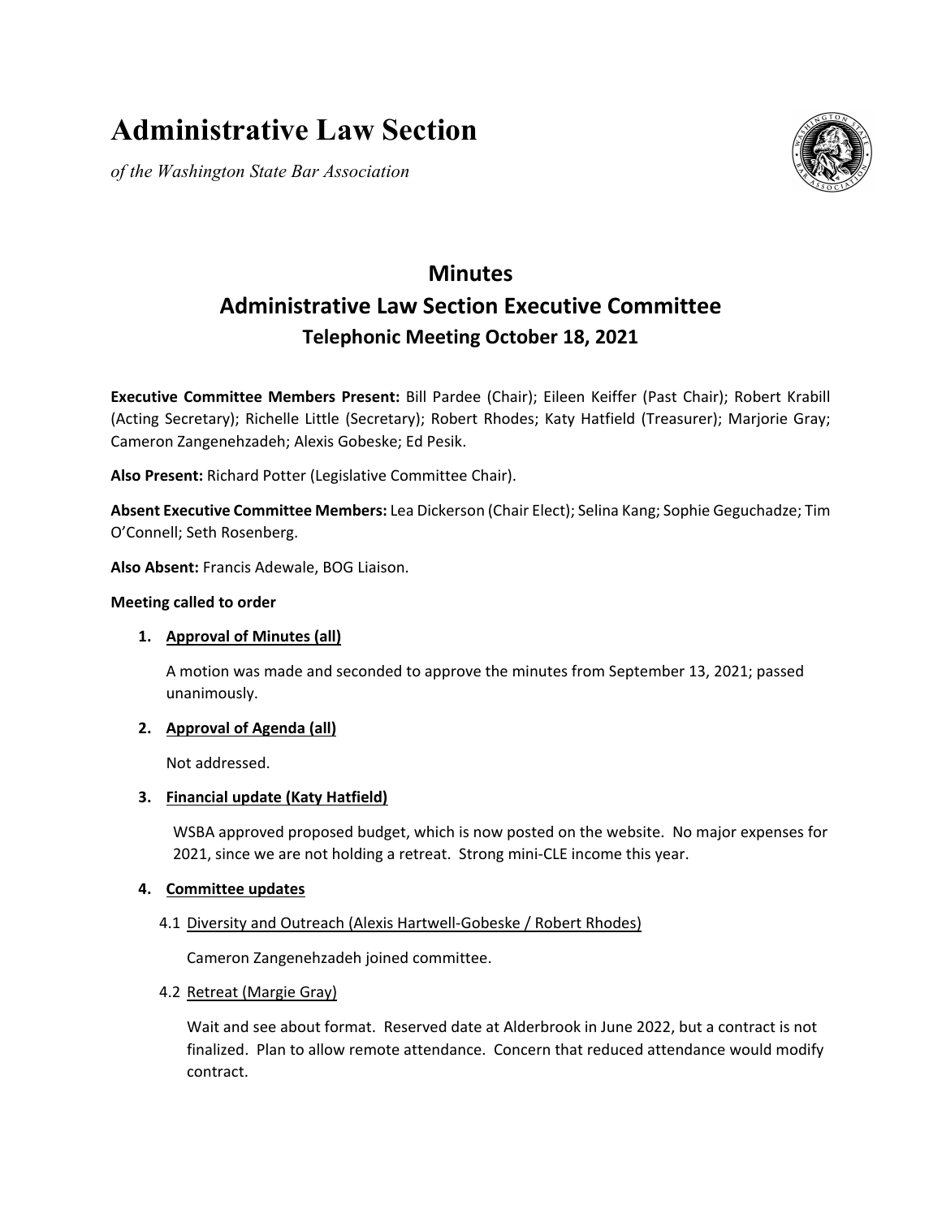# Administrative Law Section

*of the Washington State Bar Association*

## Minutes
## Administrative Law Section Executive Committee
### Telephonic Meeting October 18, 2021

**Executive Committee Members Present:** Bill Pardee (Chair); Eileen Keiffer (Past Chair); Robert Krabill (Acting Secretary); Richelle Little (Secretary); Robert Rhodes; Katy Hatfield (Treasurer); Marjorie Gray; Cameron Zangenehzadeh; Alexis Gobeske; Ed Pesik.

**Also Present:** Richard Potter (Legislative Committee Chair).

**Absent Executive Committee Members:** Lea Dickerson (Chair Elect); Selina Kang; Sophie Geguchadze; Tim O'Connell; Seth Rosenberg.

**Also Absent:** Francis Adewale, BOG Liaison.

**Meeting called to order**

1. <u>Approval of Minutes (all)</u>

   A motion was made and seconded to approve the minutes from September 13, 2021; passed unanimously.

2. <u>Approval of Agenda (all)</u>

   Not addressed.

3. <u>Financial update (Katy Hatfield)</u>

   WSBA approved proposed budget, which is now posted on the website. No major expenses for 2021, since we are not holding a retreat. Strong mini-CLE income this year.

4. <u>Committee updates</u>

   4.1 <u>Diversity and Outreach (Alexis Hartwell-Gobeske / Robert Rhodes)</u>

   Cameron Zangenehzadeh joined committee.

   4.2 <u>Retreat (Margie Gray)</u>

   Wait and see about format. Reserved date at Alderbrook in June 2022, but a contract is not finalized. Plan to allow remote attendance. Concern that reduced attendance would modify contract.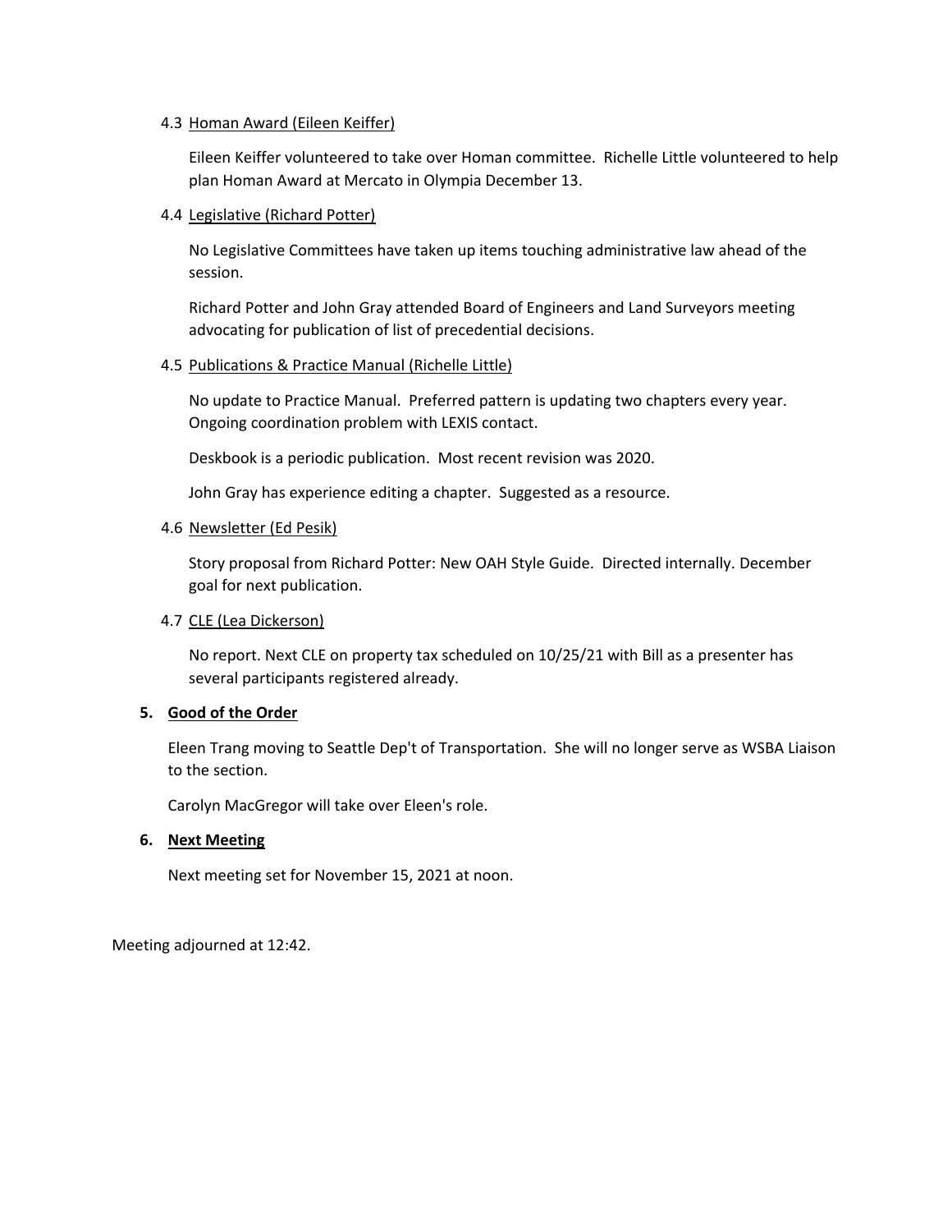4.3 Homan Award (Eileen Keiffer)

Eileen Keiffer volunteered to take over Homan committee. Richelle Little volunteered to help plan Homan Award at Mercato in Olympia December 13.

4.4 Legislative (Richard Potter)

No Legislative Committees have taken up items touching administrative law ahead of the session.

Richard Potter and John Gray attended Board of Engineers and Land Surveyors meeting advocating for publication of list of precedential decisions.

4.5 Publications & Practice Manual (Richelle Little)

No update to Practice Manual. Preferred pattern is updating two chapters every year. Ongoing coordination problem with LEXIS contact.

Deskbook is a periodic publication. Most recent revision was 2020.

John Gray has experience editing a chapter. Suggested as a resource.

4.6 Newsletter (Ed Pesik)

Story proposal from Richard Potter: New OAH Style Guide. Directed internally. December goal for next publication.

4.7 CLE (Lea Dickerson)

No report. Next CLE on property tax scheduled on 10/25/21 with Bill as a presenter has several participants registered already.

**5. Good of the Order**

Eleen Trang moving to Seattle Dep't of Transportation. She will no longer serve as WSBA Liaison to the section.

Carolyn MacGregor will take over Eleen's role.

**6. Next Meeting**

Next meeting set for November 15, 2021 at noon.

Meeting adjourned at 12:42.